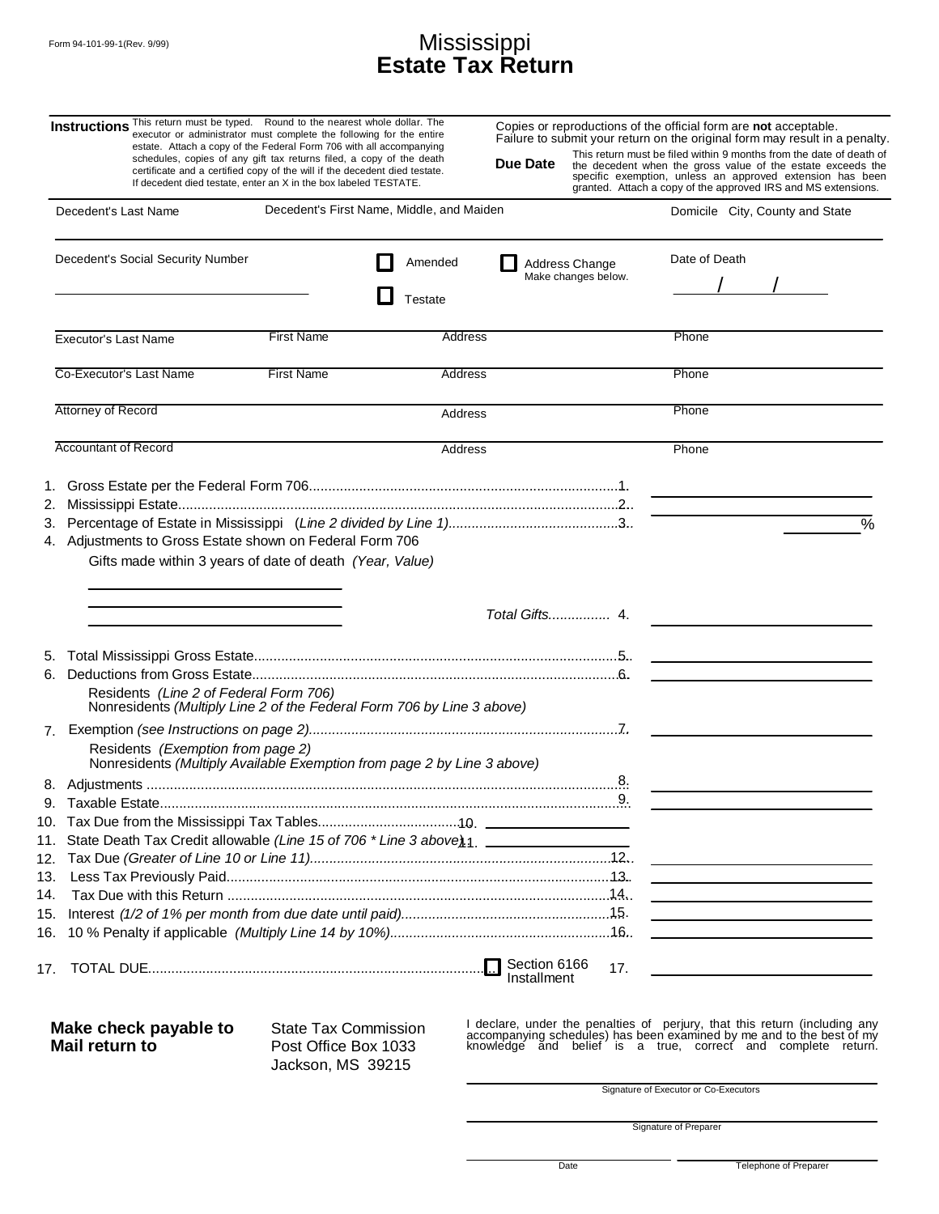Form 94-101-99-1(Rev. 9/99)

# Mississippi
# Estate Tax Return

**Instructions** This return must be typed. Round to the nearest whole dollar. The executor or administrator must complete the following for the entire estate. Attach a copy of the Federal Form 706 with all accompanying schedules, copies of any gift tax returns filed, a copy of the death certificate and a certified copy of the will if the decedent died testate. If decedent died testate, enter an X in the box labeled TESTATE.

Copies or reproductions of the official form are **not** acceptable. Failure to submit your return on the original form may result in a penalty.

**Due Date** This return must be filed within 9 months from the date of death of the decedent when the gross value of the estate exceeds the specific exemption, unless an approved extension has been granted. Attach a copy of the approved IRS and MS extensions.

| Decedent's Last Name | Decedent's First Name, Middle, and Maiden | Domicile City, County and State |
|---|---|---|
| | | |

| Decedent's Social Security Number | ☐ Amended ☐ Testate | ☐ Address Change (Make changes below.) | Date of Death / / |
|---|---|---|---|

| Executor's Last Name | First Name | Address | Phone |
|---|---|---|---|
| Co-Executor's Last Name | First Name | Address | Phone |
| Attorney of Record | | Address | Phone |
| Accountant of Record | | Address | Phone |

1. Gross Estate per the Federal Form 706 ........ 1. ________
2. Mississippi Estate ........ 2. ________
3. Percentage of Estate in Mississippi (*Line 2 divided by Line 1*) ........ 3. ________ %
4. Adjustments to Gross Estate shown on Federal Form 706
   Gifts made within 3 years of date of death (*Year, Value*)
   ________
   ________
   ________ *Total Gifts* ........ 4. ________
5. Total Mississippi Gross Estate ........ 5. ________
6. Deductions from Gross Estate ........ 6. ________
   Residents (*Line 2 of Federal Form 706)*
   Nonresidents (*Multiply Line 2 of the Federal Form 706 by Line 3 above)*
7. Exemption (*see Instructions on page 2*) ........ 7. ________
   Residents (*Exemption from page 2)*
   Nonresidents (*Multiply Available Exemption from page 2 by Line 3 above)*
8. Adjustments ........ 8. ________
9. Taxable Estate ........ 9. ________
10. Tax Due from the Mississippi Tax Tables ........ 10. ________
11. State Death Tax Credit allowable (*Line 15 of 706 * Line 3 above*) 11. ________
12. Tax Due (*Greater of Line 10 or Line 11*) ........ 12. ________
13. Less Tax Previously Paid ........ 13. ________
14. Tax Due with this Return ........ 14. ________
15. Interest (*1/2 of 1% per month from due date until paid*) ........ 15. ________
16. 10 % Penalty if applicable (*Multiply Line 14 by 10%*) ........ 16. ________
17. TOTAL DUE ........ ☐ Section 6166 Installment 17. ________

**Make check payable to** State Tax Commission
**Mail return to** Post Office Box 1033
Jackson, MS 39215

I declare, under the penalties of perjury, that this return (including any accompanying schedules) has been examined by me and to the best of my knowledge and belief is a true, correct and complete return.

________________________
Signature of Executor or Co-Executors

________________________
Signature of Preparer

________________ ________________
Date Telephone of Preparer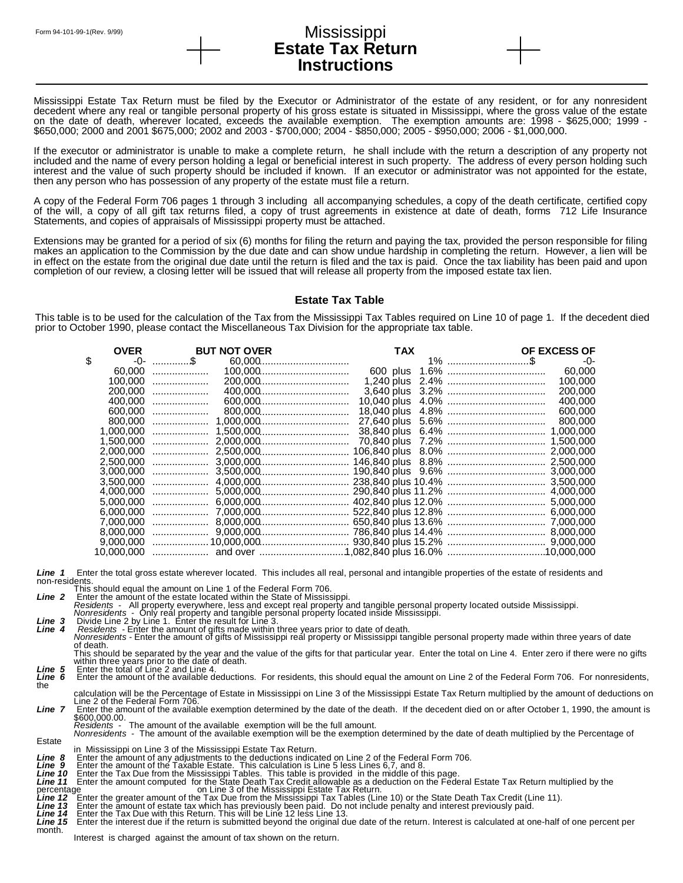Form 94-101-99-1(Rev. 9/99)

# Mississippi Estate Tax Return Instructions

Mississippi Estate Tax Return must be filed by the Executor or Administrator of the estate of any resident, or for any nonresident decedent where any real or tangible personal property of his gross estate is situated in Mississippi, where the gross value of the estate on the date of death, wherever located, exceeds the available exemption. The exemption amounts are: 1998 - $625,000; 1999 - $650,000; 2000 and 2001 $675,000; 2002 and 2003 - $700,000; 2004 - $850,000; 2005 - $950,000; 2006 - $1,000,000.

If the executor or administrator is unable to make a complete return, he shall include with the return a description of any property not included and the name of every person holding a legal or beneficial interest in such property. The address of every person holding such interest and the value of such property should be included if known. If an executor or administrator was not appointed for the estate, then any person who has possession of any property of the estate must file a return.

A copy of the Federal Form 706 pages 1 through 3 including all accompanying schedules, a copy of the death certificate, certified copy of the will, a copy of all gift tax returns filed, a copy of trust agreements in existence at date of death, forms 712 Life Insurance Statements, and copies of appraisals of Mississippi property must be attached.

Extensions may be granted for a period of six (6) months for filing the return and paying the tax, provided the person responsible for filing makes an application to the Commission by the due date and can show undue hardship in completing the return. However, a lien will be in effect on the estate from the original due date until the return is filed and the tax is paid. Once the tax liability has been paid and upon completion of our review, a closing letter will be issued that will release all property from the imposed estate tax lien.

## Estate Tax Table

This table is to be used for the calculation of the Tax from the Mississippi Tax Tables required on Line 10 of page 1. If the decedent died prior to October 1990, please contact the Miscellaneous Tax Division for the appropriate tax table.

| OVER | BUT NOT OVER | TAX | OF EXCESS OF |
|---|---|---|---|
| $ -0- | $ 60,000 | 1% | $ -0- |
| 60,000 | 100,000 | 600 plus 1.6% | 60,000 |
| 100,000 | 200,000 | 1,240 plus 2.4% | 100,000 |
| 200,000 | 400,000 | 3,640 plus 3.2% | 200,000 |
| 400,000 | 600,000 | 10,040 plus 4.0% | 400,000 |
| 600,000 | 800,000 | 18,040 plus 4.8% | 600,000 |
| 800,000 | 1,000,000 | 27,640 plus 5.6% | 800,000 |
| 1,000,000 | 1,500,000 | 38,840 plus 6.4% | 1,000,000 |
| 1,500,000 | 2,000,000 | 70,840 plus 7.2% | 1,500,000 |
| 2,000,000 | 2,500,000 | 106,840 plus 8.0% | 2,000,000 |
| 2,500,000 | 3,000,000 | 146,840 plus 8.8% | 2,500,000 |
| 3,000,000 | 3,500,000 | 190,840 plus 9.6% | 3,000,000 |
| 3,500,000 | 4,000,000 | 238,840 plus 10.4% | 3,500,000 |
| 4,000,000 | 5,000,000 | 290,840 plus 11.2% | 4,000,000 |
| 5,000,000 | 6,000,000 | 402,840 plus 12.0% | 5,000,000 |
| 6,000,000 | 7,000,000 | 522,840 plus 12.8% | 6,000,000 |
| 7,000,000 | 8,000,000 | 650,840 plus 13.6% | 7,000,000 |
| 8,000,000 | 9,000,000 | 786,840 plus 14.4% | 8,000,000 |
| 9,000,000 | 10,000,000 | 930,840 plus 15.2% | 9,000,000 |
| 10,000,000 | and over | 1,082,840 plus 16.0% | 10,000,000 |

***Line 1*** Enter the total gross estate wherever located. This includes all real, personal and intangible properties of the estate of residents and non-residents.
This should equal the amount on Line 1 of the Federal Form 706.

***Line 2*** Enter the amount of the estate located within the State of Mississippi.
*Residents* - All property everywhere, less and except real property and tangible personal property located outside Mississippi.
*Nonresidents* - Only real property and tangible personal property located inside Mississippi.

***Line 3*** Divide Line 2 by Line 1. Enter the result for Line 3.

***Line 4*** *Residents* - Enter the amount of gifts made within three years prior to date of death.
*Nonresidents* - Enter the amount of gifts of Mississippi real property or Mississippi tangible personal property made within three years of date of death.
This should be separated by the year and the value of the gifts for that particular year. Enter the total on Line 4. Enter zero if there were no gifts within three years prior to the date of death.

***Line 5*** Enter the total of Line 2 and Line 4.

***Line 6*** Enter the amount of the available deductions. For residents, this should equal the amount on Line 2 of the Federal Form 706. For nonresidents, the calculation will be the Percentage of Estate in Mississippi on Line 3 of the Mississippi Estate Tax Return multiplied by the amount of deductions on Line 2 of the Federal Form 706.

***Line 7*** Enter the amount of the available exemption determined by the date of the death. If the decedent died on or after October 1, 1990, the amount is $600,000.00.
*Residents* - The amount of the available exemption will be the full amount.
*Nonresidents* - The amount of the available exemption will be the exemption determined by the date of death multiplied by the Percentage of Estate in Mississippi on Line 3 of the Mississippi Estate Tax Return.

***Line 8*** Enter the amount of any adjustments to the deductions indicated on Line 2 of the Federal Form 706.

***Line 9*** Enter the amount of the Taxable Estate. This calculation is Line 5 less Lines 6,7, and 8.

***Line 10*** Enter the Tax Due from the Mississippi Tables. This table is provided in the middle of this page.

***Line 11*** Enter the amount computed for the State Death Tax Credit allowable as a deduction on the Federal Estate Tax Return multiplied by the percentage on Line 3 of the Mississippi Estate Tax Return.

***Line 12*** Enter the greater amount of the Tax Due from the Mississippi Tax Tables (Line 10) or the State Death Tax Credit (Line 11).

***Line 13*** Enter the amount of estate tax which has previously been paid. Do not include penalty and interest previously paid.

***Line 14*** Enter the Tax Due with this Return. This will be Line 12 less Line 13.

***Line 15*** Enter the interest due if the return is submitted beyond the original due date of the return. Interest is calculated at one-half of one percent per month.
Interest is charged against the amount of tax shown on the return.